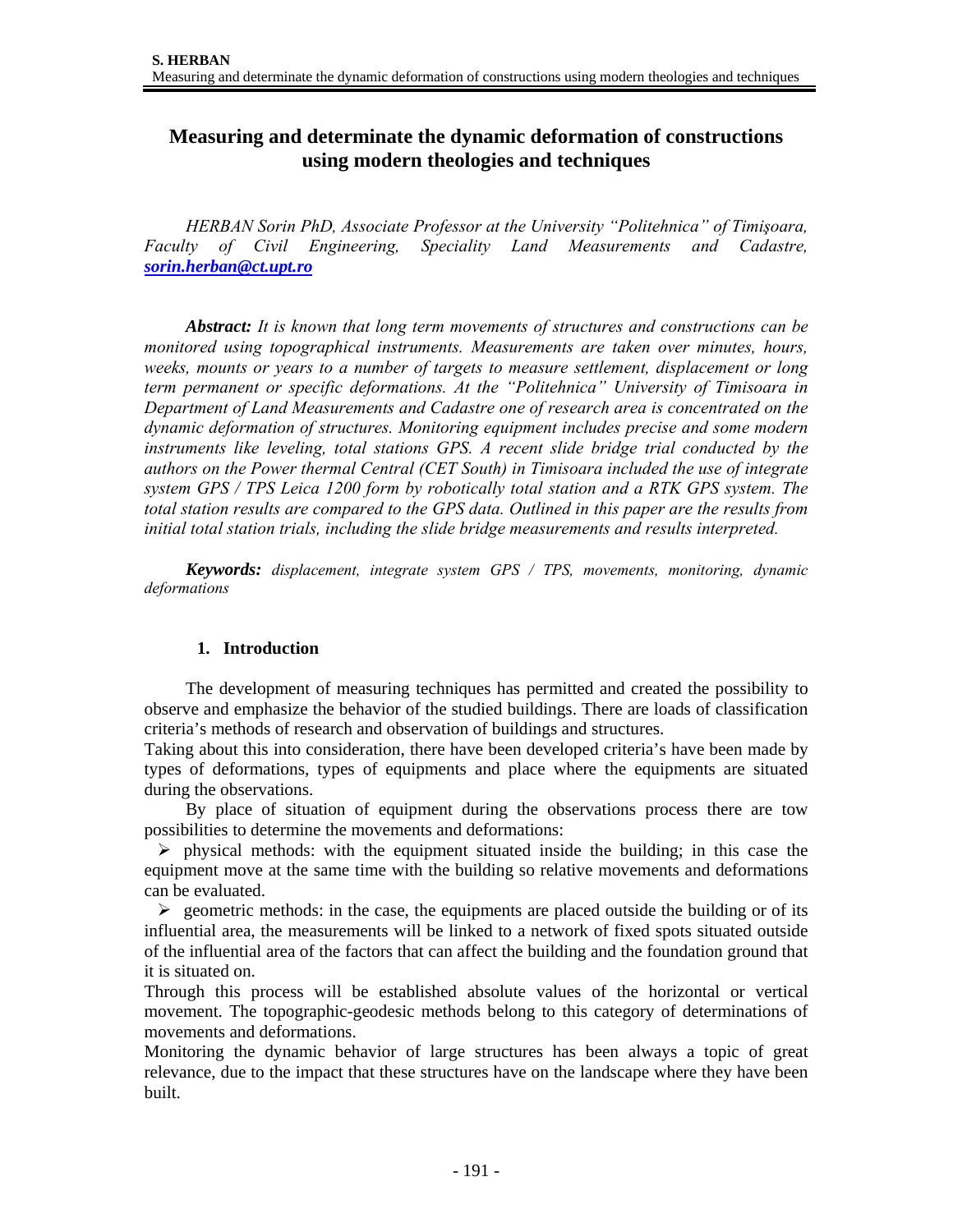# Measuring and determinate the dynamic deformation of constructions using modern theologies and techniques

*HERBAN Sorin PhD, Associate Professor at the University "Politehnica" of Timişoara, Faculty of Civil Engineering, Speciality Land Measurements and Cadastre,* ***sorin.herban@ct.upt.ro***

***Abstract:*** *It is known that long term movements of structures and constructions can be monitored using topographical instruments. Measurements are taken over minutes, hours, weeks, mounts or years to a number of targets to measure settlement, displacement or long term permanent or specific deformations. At the "Politehnica" University of Timisoara in Department of Land Measurements and Cadastre one of research area is concentrated on the dynamic deformation of structures. Monitoring equipment includes precise and some modern instruments like leveling, total stations GPS. A recent slide bridge trial conducted by the authors on the Power thermal Central (CET South) in Timisoara included the use of integrate system GPS / TPS Leica 1200 form by robotically total station and a RTK GPS system. The total station results are compared to the GPS data. Outlined in this paper are the results from initial total station trials, including the slide bridge measurements and results interpreted.*

***Keywords:*** *displacement, integrate system GPS / TPS, movements, monitoring, dynamic deformations*

## 1. Introduction

The development of measuring techniques has permitted and created the possibility to observe and emphasize the behavior of the studied buildings. There are loads of classification criteria's methods of research and observation of buildings and structures.

Taking about this into consideration, there have been developed criteria's have been made by types of deformations, types of equipments and place where the equipments are situated during the observations.

By place of situation of equipment during the observations process there are tow possibilities to determine the movements and deformations:

- physical methods: with the equipment situated inside the building; in this case the equipment move at the same time with the building so relative movements and deformations can be evaluated.
- geometric methods: in the case, the equipments are placed outside the building or of its influential area, the measurements will be linked to a network of fixed spots situated outside of the influential area of the factors that can affect the building and the foundation ground that it is situated on.

Through this process will be established absolute values of the horizontal or vertical movement. The topographic-geodesic methods belong to this category of determinations of movements and deformations.

Monitoring the dynamic behavior of large structures has been always a topic of great relevance, due to the impact that these structures have on the landscape where they have been built.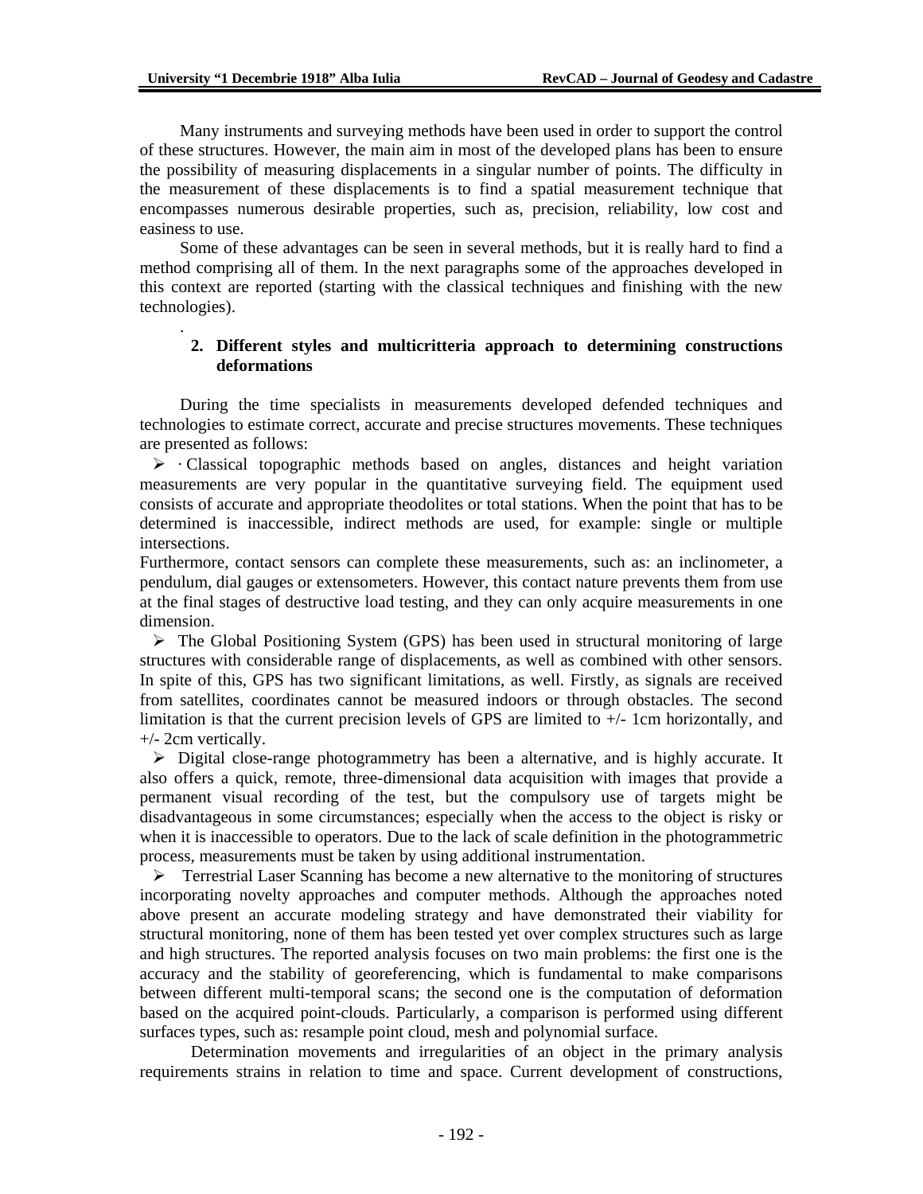Many instruments and surveying methods have been used in order to support the control of these structures. However, the main aim in most of the developed plans has been to ensure the possibility of measuring displacements in a singular number of points. The difficulty in the measurement of these displacements is to find a spatial measurement technique that encompasses numerous desirable properties, such as, precision, reliability, low cost and easiness to use.

Some of these advantages can be seen in several methods, but it is really hard to find a method comprising all of them. In the next paragraphs some of the approaches developed in this context are reported (starting with the classical techniques and finishing with the new technologies).

## 2. Different styles and multicritteria approach to determining constructions deformations

During the time specialists in measurements developed defended techniques and technologies to estimate correct, accurate and precise structures movements. These techniques are presented as follows:

- · Classical topographic methods based on angles, distances and height variation measurements are very popular in the quantitative surveying field. The equipment used consists of accurate and appropriate theodolites or total stations. When the point that has to be determined is inaccessible, indirect methods are used, for example: single or multiple intersections.

Furthermore, contact sensors can complete these measurements, such as: an inclinometer, a pendulum, dial gauges or extensometers. However, this contact nature prevents them from use at the final stages of destructive load testing, and they can only acquire measurements in one dimension.

- The Global Positioning System (GPS) has been used in structural monitoring of large structures with considerable range of displacements, as well as combined with other sensors. In spite of this, GPS has two significant limitations, as well. Firstly, as signals are received from satellites, coordinates cannot be measured indoors or through obstacles. The second limitation is that the current precision levels of GPS are limited to +/- 1cm horizontally, and +/- 2cm vertically.
- Digital close-range photogrammetry has been a alternative, and is highly accurate. It also offers a quick, remote, three-dimensional data acquisition with images that provide a permanent visual recording of the test, but the compulsory use of targets might be disadvantageous in some circumstances; especially when the access to the object is risky or when it is inaccessible to operators. Due to the lack of scale definition in the photogrammetric process, measurements must be taken by using additional instrumentation.
- Terrestrial Laser Scanning has become a new alternative to the monitoring of structures incorporating novelty approaches and computer methods. Although the approaches noted above present an accurate modeling strategy and have demonstrated their viability for structural monitoring, none of them has been tested yet over complex structures such as large and high structures. The reported analysis focuses on two main problems: the first one is the accuracy and the stability of georeferencing, which is fundamental to make comparisons between different multi-temporal scans; the second one is the computation of deformation based on the acquired point-clouds. Particularly, a comparison is performed using different surfaces types, such as: resample point cloud, mesh and polynomial surface.

Determination movements and irregularities of an object in the primary analysis requirements strains in relation to time and space. Current development of constructions,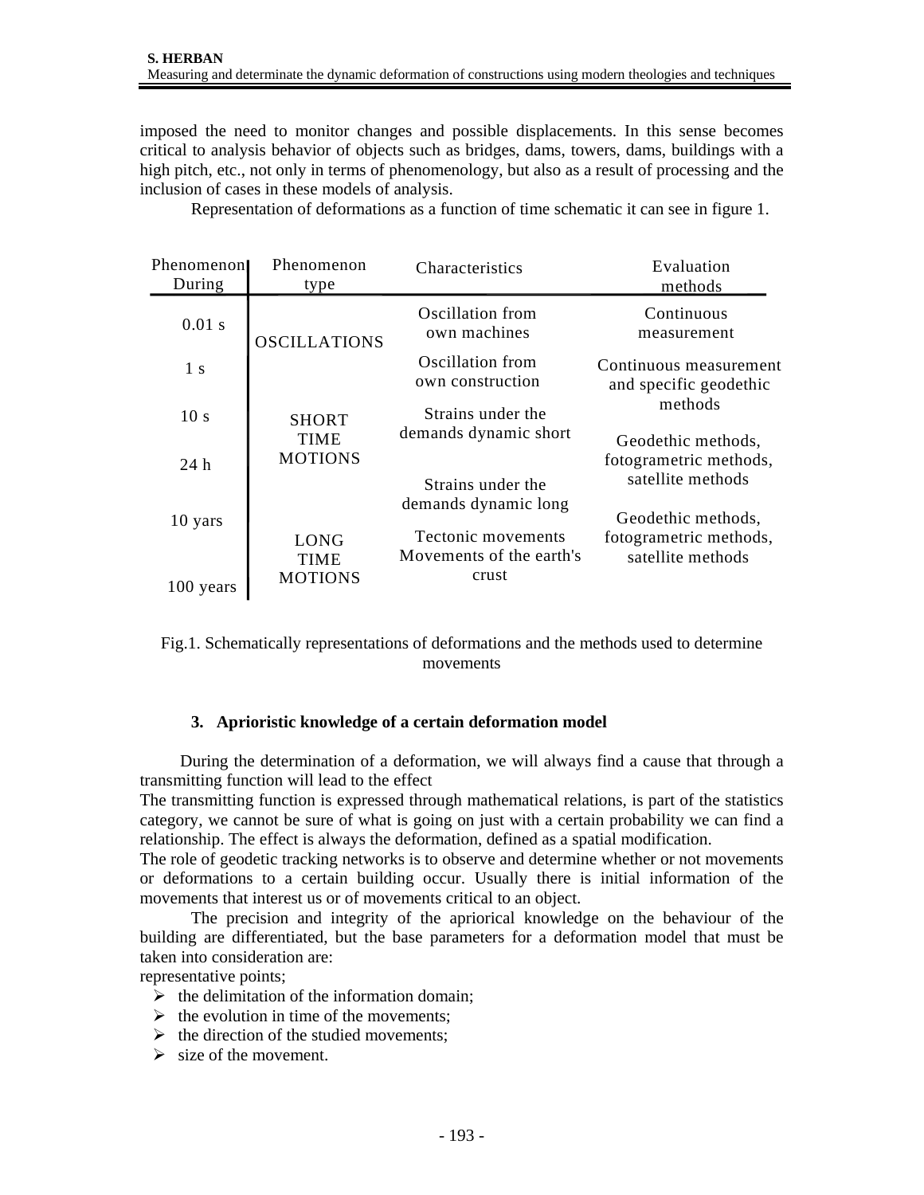imposed the need to monitor changes and possible displacements. In this sense becomes critical to analysis behavior of objects such as bridges, dams, towers, dams, buildings with a high pitch, etc., not only in terms of phenomenology, but also as a result of processing and the inclusion of cases in these models of analysis.

Representation of deformations as a function of time schematic it can see in figure 1.

| Phenomenon During | Phenomenon type | Characteristics | Evaluation methods |
|---|---|---|---|
| 0.01 s | OSCILLATIONS | Oscillation from own machines | Continuous measurement |
| 1 s | | Oscillation from own construction | Continuous measurement and specific geodethic methods |
| 10 s | SHORT TIME MOTIONS | Strains under the demands dynamic short | Geodethic methods, fotogrametric methods, satellite methods |
| 24 h | | Strains under the demands dynamic long | |
| 10 yars | LONG TIME MOTIONS | Tectonic movements Movements of the earth's crust | Geodethic methods, fotogrametric methods, satellite methods |
| 100 years | | | |

Fig.1. Schematically representations of deformations and the methods used to determine movements

## 3. Aprioristic knowledge of a certain deformation model

During the determination of a deformation, we will always find a cause that through a transmitting function will lead to the effect

The transmitting function is expressed through mathematical relations, is part of the statistics category, we cannot be sure of what is going on just with a certain probability we can find a relationship. The effect is always the deformation, defined as a spatial modification.

The role of geodetic tracking networks is to observe and determine whether or not movements or deformations to a certain building occur. Usually there is initial information of the movements that interest us or of movements critical to an object.

The precision and integrity of the apriorical knowledge on the behaviour of the building are differentiated, but the base parameters for a deformation model that must be taken into consideration are:

representative points;

- the delimitation of the information domain;
- the evolution in time of the movements;
- the direction of the studied movements;
- size of the movement.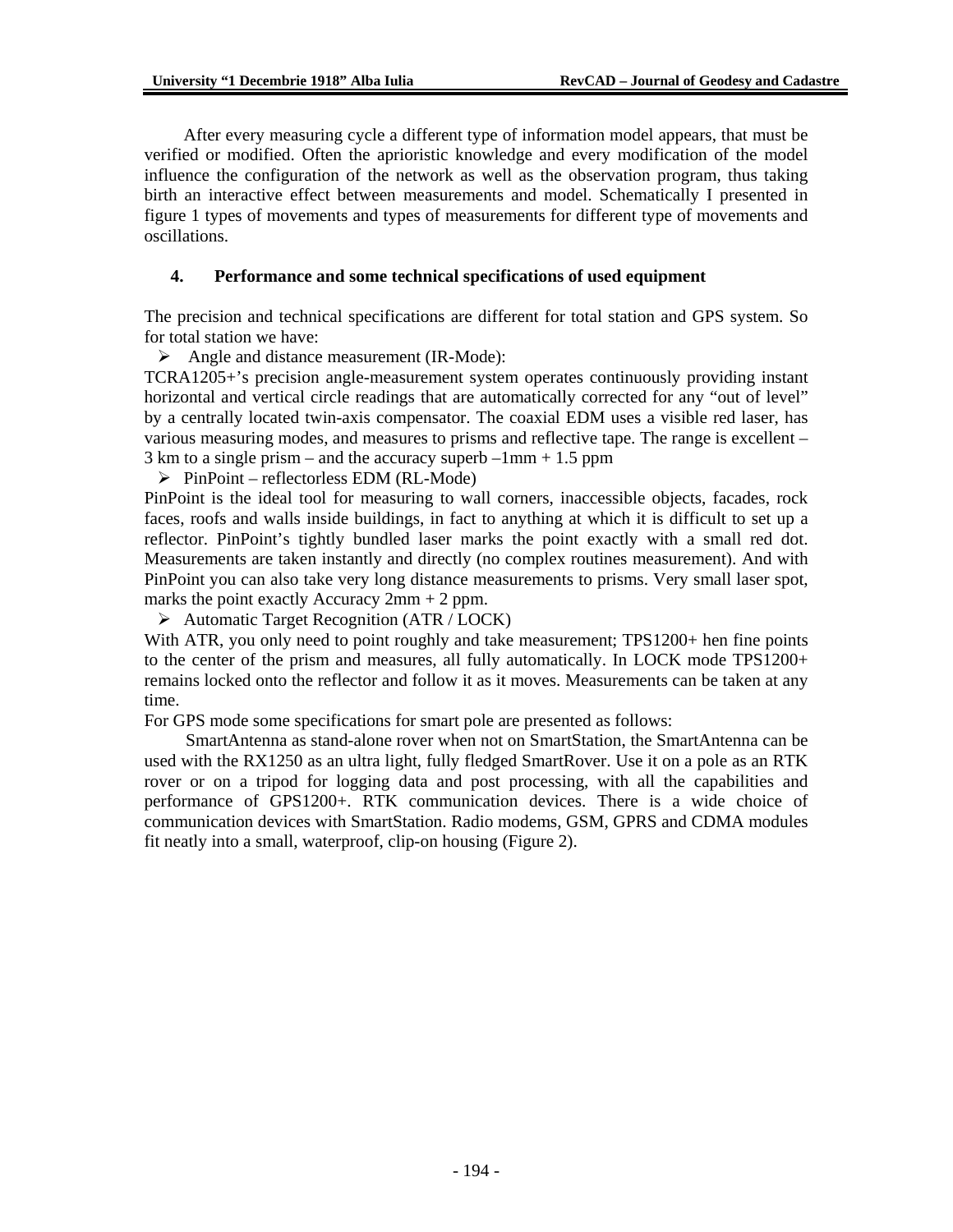After every measuring cycle a different type of information model appears, that must be verified or modified. Often the aprioristic knowledge and every modification of the model influence the configuration of the network as well as the observation program, thus taking birth an interactive effect between measurements and model. Schematically I presented in figure 1 types of movements and types of measurements for different type of movements and oscillations.

## 4. Performance and some technical specifications of used equipment

The precision and technical specifications are different for total station and GPS system. So for total station we have:

- Angle and distance measurement (IR-Mode):

TCRA1205+'s precision angle-measurement system operates continuously providing instant horizontal and vertical circle readings that are automatically corrected for any "out of level" by a centrally located twin-axis compensator. The coaxial EDM uses a visible red laser, has various measuring modes, and measures to prisms and reflective tape. The range is excellent – 3 km to a single prism – and the accuracy superb –1mm + 1.5 ppm

- PinPoint – reflectorless EDM (RL-Mode)

PinPoint is the ideal tool for measuring to wall corners, inaccessible objects, facades, rock faces, roofs and walls inside buildings, in fact to anything at which it is difficult to set up a reflector. PinPoint's tightly bundled laser marks the point exactly with a small red dot. Measurements are taken instantly and directly (no complex routines measurement). And with PinPoint you can also take very long distance measurements to prisms. Very small laser spot, marks the point exactly Accuracy 2mm + 2 ppm.

- Automatic Target Recognition (ATR / LOCK)

With ATR, you only need to point roughly and take measurement; TPS1200+ hen fine points to the center of the prism and measures, all fully automatically. In LOCK mode TPS1200+ remains locked onto the reflector and follow it as it moves. Measurements can be taken at any time.

For GPS mode some specifications for smart pole are presented as follows:

SmartAntenna as stand-alone rover when not on SmartStation, the SmartAntenna can be used with the RX1250 as an ultra light, fully fledged SmartRover. Use it on a pole as an RTK rover or on a tripod for logging data and post processing, with all the capabilities and performance of GPS1200+. RTK communication devices. There is a wide choice of communication devices with SmartStation. Radio modems, GSM, GPRS and CDMA modules fit neatly into a small, waterproof, clip-on housing (Figure 2).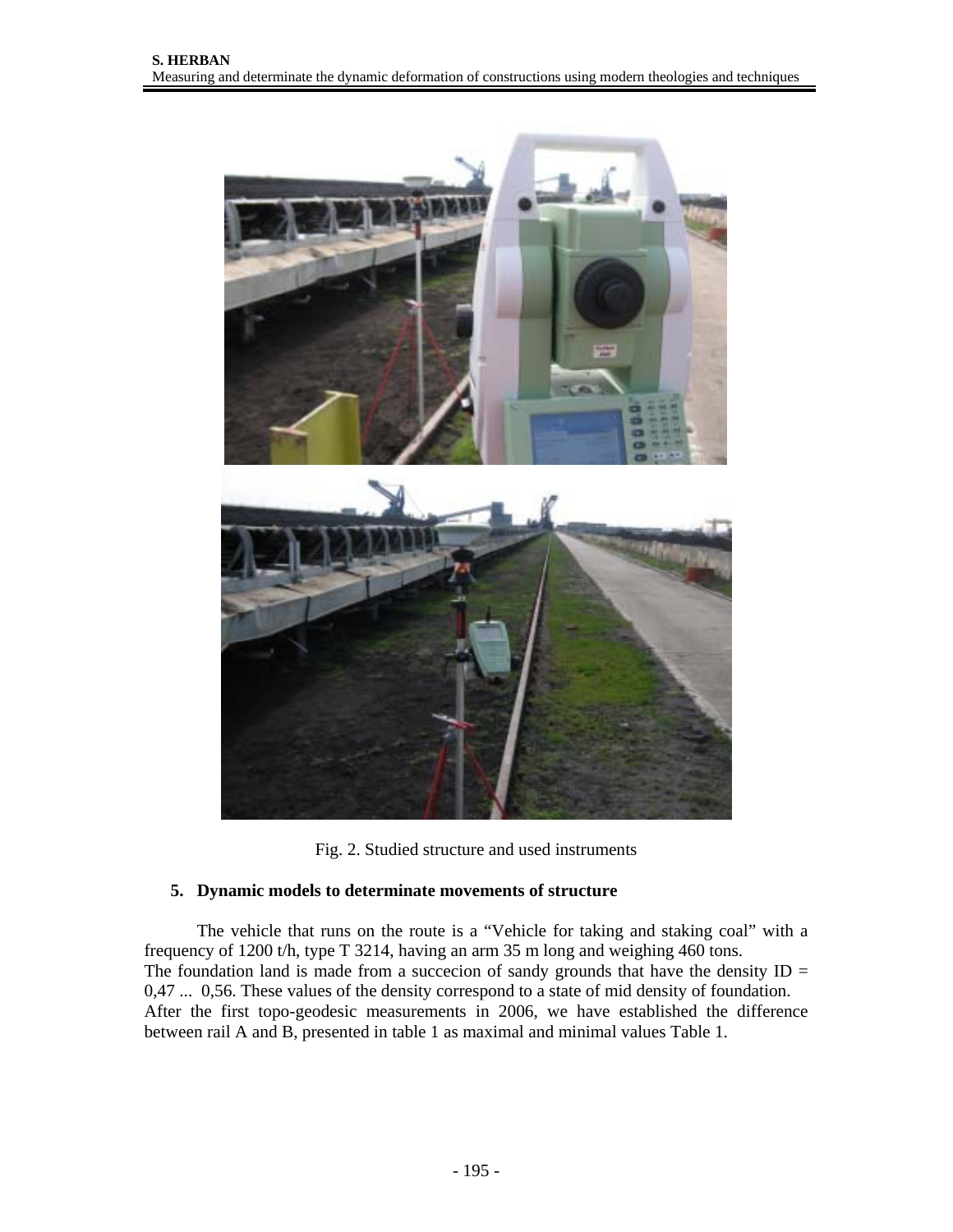Fig. 2. Studied structure and used instruments

## 5. Dynamic models to determinate movements of structure

The vehicle that runs on the route is a "Vehicle for taking and staking coal" with a frequency of 1200 t/h, type T 3214, having an arm 35 m long and weighing 460 tons.
The foundation land is made from a succecion of sandy grounds that have the density ID = 0,47 ... 0,56. These values of the density correspond to a state of mid density of foundation.
After the first topo-geodesic measurements in 2006, we have established the difference between rail A and B, presented in table 1 as maximal and minimal values Table 1.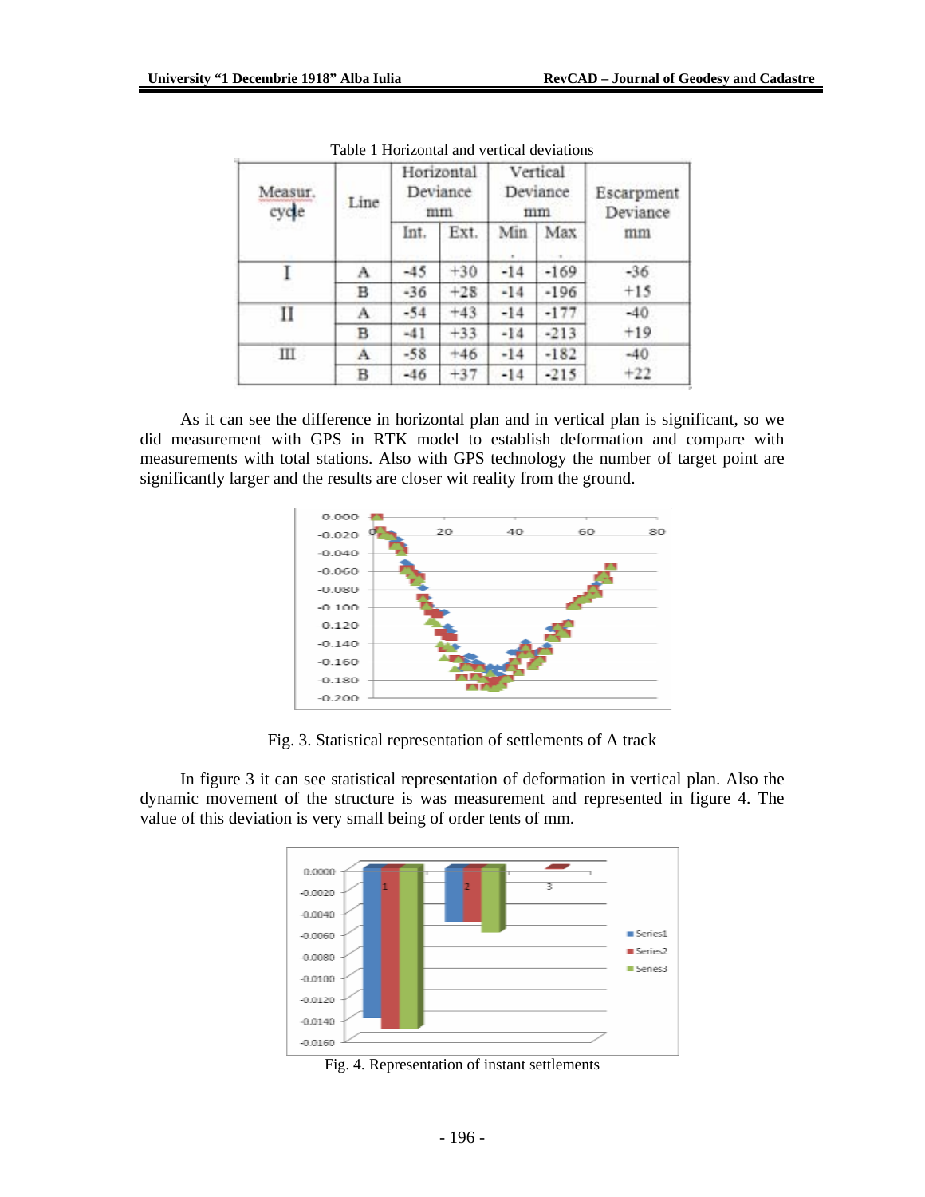Table 1 Horizontal and vertical deviations

| Measur. cycle | Line | Horizontal Deviance mm | | Vertical Deviance mm | | Escarpment Deviance mm |
|---|---|---|---|---|---|---|
| | | Int. | Ext. | Min | Max | |
| I | A | -45 | +30 | -14 | -169 | -36 |
| | B | -36 | +28 | -14 | -196 | +15 |
| II | A | -54 | +43 | -14 | -177 | -40 |
| | B | -41 | +33 | -14 | -213 | +19 |
| III | A | -58 | +46 | -14 | -182 | -40 |
| | B | -46 | +37 | -14 | -215 | +22 |

As it can see the difference in horizontal plan and in vertical plan is significant, so we did measurement with GPS in RTK model to establish deformation and compare with measurements with total stations. Also with GPS technology the number of target point are significantly larger and the results are closer wit reality from the ground.

Fig. 3. Statistical representation of settlements of A track

In figure 3 it can see statistical representation of deformation in vertical plan. Also the dynamic movement of the structure is was measurement and represented in figure 4. The value of this deviation is very small being of order tens of mm.

Fig. 4. Representation of instant settlements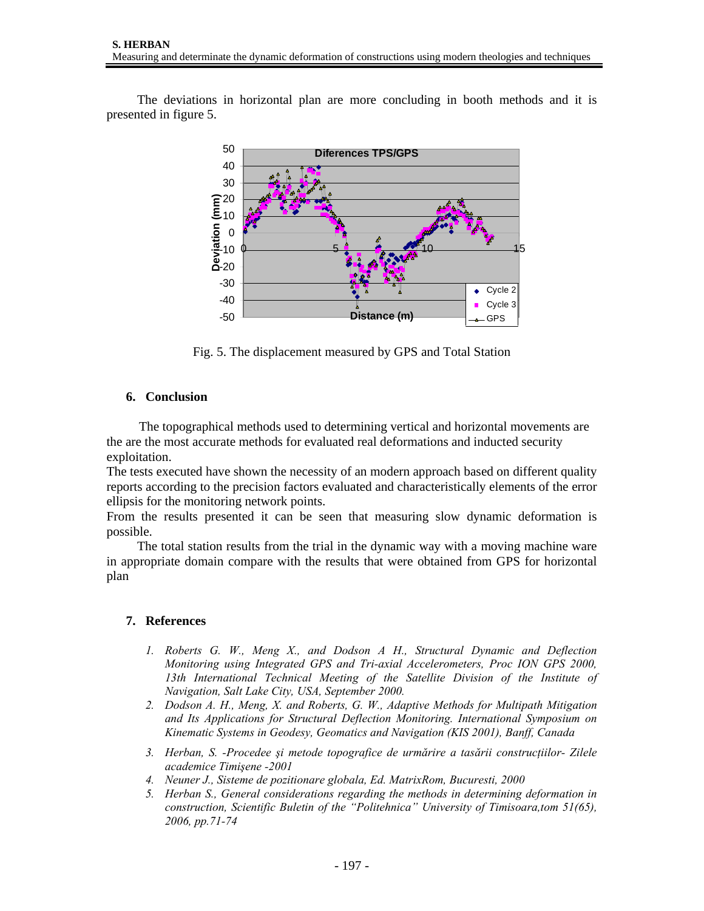The deviations in horizontal plan are more concluding in booth methods and it is presented in figure 5.

Fig. 5. The displacement measured by GPS and Total Station

## 6. Conclusion

The topographical methods used to determining vertical and horizontal movements are the are the most accurate methods for evaluated real deformations and inducted security exploitation.

The tests executed have shown the necessity of an modern approach based on different quality reports according to the precision factors evaluated and characteristically elements of the error ellipsis for the monitoring network points.

From the results presented it can be seen that measuring slow dynamic deformation is possible.

The total station results from the trial in the dynamic way with a moving machine ware in appropriate domain compare with the results that were obtained from GPS for horizontal plan

## 7. References

1. *Roberts G. W., Meng X., and Dodson A H., Structural Dynamic and Deflection Monitoring using Integrated GPS and Tri-axial Accelerometers, Proc ION GPS 2000, 13th International Technical Meeting of the Satellite Division of the Institute of Navigation, Salt Lake City, USA, September 2000.*
2. *Dodson A. H., Meng, X. and Roberts, G. W., Adaptive Methods for Multipath Mitigation and Its Applications for Structural Deflection Monitoring. International Symposium on Kinematic Systems in Geodesy, Geomatics and Navigation (KIS 2001), Banff, Canada*
3. *Herban, S. -Procedee şi metode topografice de urmărire a tasării construcţiilor- Zilele academice Timişene -2001*
4. *Neuner J., Sisteme de pozitionare globala, Ed. MatrixRom, Bucuresti, 2000*
5. *Herban S., General considerations regarding the methods in determining deformation in construction, Scientific Buletin of the "Politehnica" University of Timisoara,tom 51(65), 2006, pp.71-74*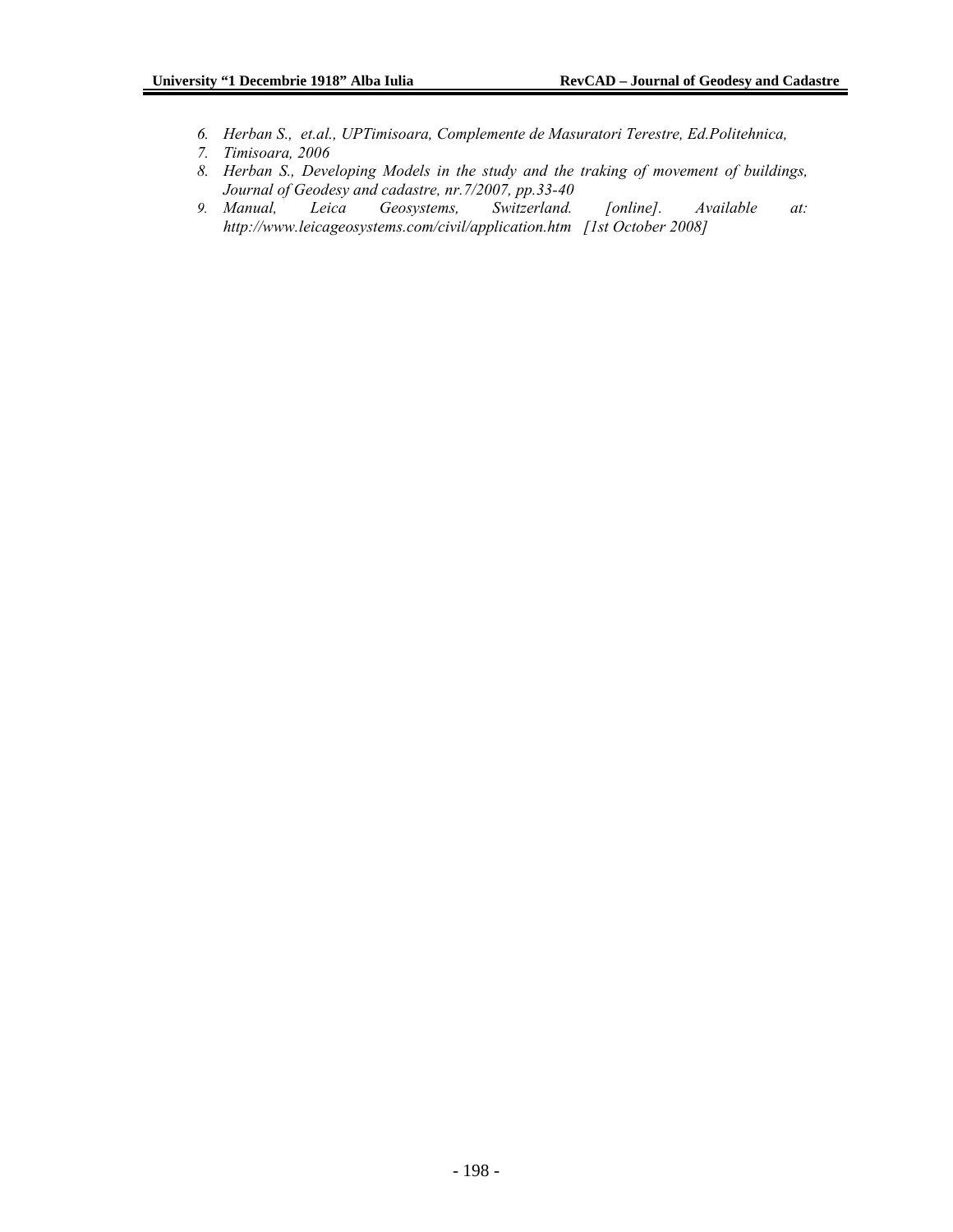6. *Herban S., et.al., UPTimisoara, Complemente de Masuratori Terestre, Ed.Politehnica,*
7. *Timisoara, 2006*
8. *Herban S., Developing Models in the study and the traking of movement of buildings, Journal of Geodesy and cadastre, nr.7/2007, pp.33-40*
9. *Manual, Leica Geosystems, Switzerland. [online]. Available at: http://www.leicageosystems.com/civil/application.htm [1st October 2008]*